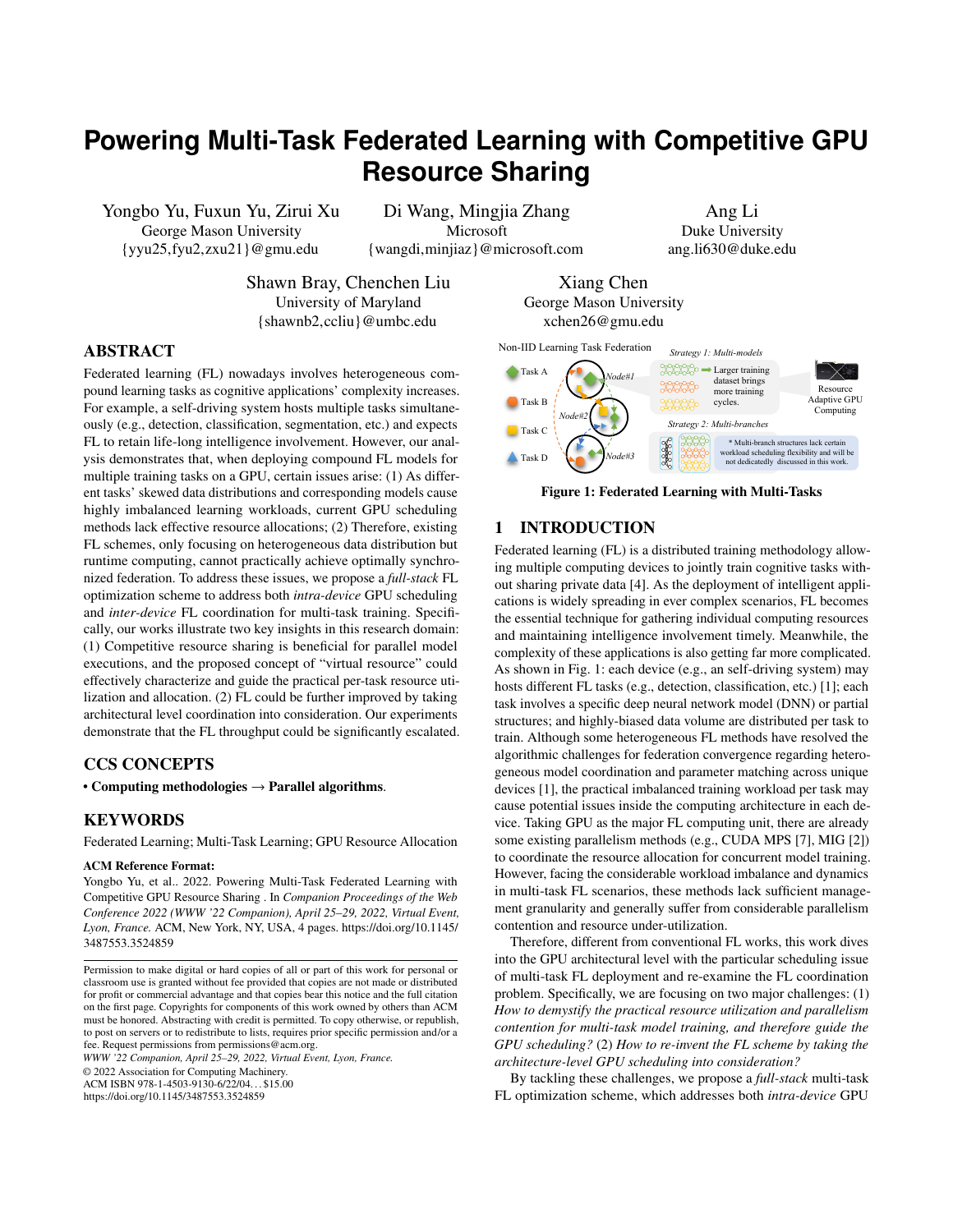# Powering Multi-Task Federated Learning with Competitive GPU Resource Sharing

Yongbo Yu, Fuxun Yu, Zirui Xu
George Mason University
{yyu25,fyu2,zxu21}@gmu.edu

Di Wang, Mingjia Zhang
Microsoft
{wangdi,minjiaz}@microsoft.com

Ang Li
Duke University
ang.li630@duke.edu

Shawn Bray, Chenchen Liu
University of Maryland
{shawnb2,ccliu}@umbc.edu

Xiang Chen
George Mason University
xchen26@gmu.edu

## ABSTRACT

Federated learning (FL) nowadays involves heterogeneous compound learning tasks as cognitive applications' complexity increases. For example, a self-driving system hosts multiple tasks simultaneously (e.g., detection, classification, segmentation, etc.) and expects FL to retain life-long intelligence involvement. However, our analysis demonstrates that, when deploying compound FL models for multiple training tasks on a GPU, certain issues arise: (1) As different tasks' skewed data distributions and corresponding models cause highly imbalanced learning workloads, current GPU scheduling methods lack effective resource allocations; (2) Therefore, existing FL schemes, only focusing on heterogeneous data distribution but runtime computing, cannot practically achieve optimally synchronized federation. To address these issues, we propose a *full-stack* FL optimization scheme to address both *intra-device* GPU scheduling and *inter-device* FL coordination for multi-task training. Specifically, our works illustrate two key insights in this research domain: (1) Competitive resource sharing is beneficial for parallel model executions, and the proposed concept of "virtual resource" could effectively characterize and guide the practical per-task resource utilization and allocation. (2) FL could be further improved by taking architectural level coordination into consideration. Our experiments demonstrate that the FL throughput could be significantly escalated.

## CCS CONCEPTS

• **Computing methodologies → Parallel algorithms**.

## KEYWORDS

Federated Learning; Multi-Task Learning; GPU Resource Allocation

**ACM Reference Format:**

Yongbo Yu, et al.. 2022. Powering Multi-Task Federated Learning with Competitive GPU Resource Sharing . In *Companion Proceedings of the Web Conference 2022 (WWW '22 Companion), April 25–29, 2022, Virtual Event, Lyon, France.* ACM, New York, NY, USA, 4 pages. https://doi.org/10.1145/3487553.3524859

Permission to make digital or hard copies of all or part of this work for personal or classroom use is granted without fee provided that copies are not made or distributed for profit or commercial advantage and that copies bear this notice and the full citation on the first page. Copyrights for components of this work owned by others than ACM must be honored. Abstracting with credit is permitted. To copy otherwise, or republish, to post on servers or to redistribute to lists, requires prior specific permission and/or a fee. Request permissions from permissions@acm.org.
*WWW '22 Companion, April 25–29, 2022, Virtual Event, Lyon, France.*
© 2022 Association for Computing Machinery.
ACM ISBN 978-1-4503-9130-6/22/04...$15.00
https://doi.org/10.1145/3487553.3524859

Non-IID Learning Task Federation — Task A, Task B, Task C, Task D; Node#1, Node#2, Node#3. *Strategy 1: Multi-models* — Larger training dataset brings more training cycles. Resource Adaptive GPU Computing. *Strategy 2: Multi-branches* — * Multi-branch structures lack certain workload scheduling flexibility and will be not dedicatedly discussed in this work.

**Figure 1: Federated Learning with Multi-Tasks**

## 1 INTRODUCTION

Federated learning (FL) is a distributed training methodology allowing multiple computing devices to jointly train cognitive tasks without sharing private data [4]. As the deployment of intelligent applications is widely spreading in ever complex scenarios, FL becomes the essential technique for gathering individual computing resources and maintaining intelligence involvement timely. Meanwhile, the complexity of these applications is also getting far more complicated. As shown in Fig. 1: each device (e.g., an self-driving system) may hosts different FL tasks (e.g., detection, classification, etc.) [1]; each task involves a specific deep neural network model (DNN) or partial structures; and highly-biased data volume are distributed per task to train. Although some heterogeneous FL methods have resolved the algorithmic challenges for federation convergence regarding heterogeneous model coordination and parameter matching across unique devices [1], the practical imbalanced training workload per task may cause potential issues inside the computing architecture in each device. Taking GPU as the major FL computing unit, there are already some existing parallelism methods (e.g., CUDA MPS [7], MIG [2]) to coordinate the resource allocation for concurrent model training. However, facing the considerable workload imbalance and dynamics in multi-task FL scenarios, these methods lack sufficient management granularity and generally suffer from considerable parallelism contention and resource under-utilization.

Therefore, different from conventional FL works, this work dives into the GPU architectural level with the particular scheduling issue of multi-task FL deployment and re-examine the FL coordination problem. Specifically, we are focusing on two major challenges: (1) *How to demystify the practical resource utilization and parallelism contention for multi-task model training, and therefore guide the GPU scheduling?* (2) *How to re-invent the FL scheme by taking the architecture-level GPU scheduling into consideration?*

By tackling these challenges, we propose a *full-stack* multi-task FL optimization scheme, which addresses both *intra-device* GPU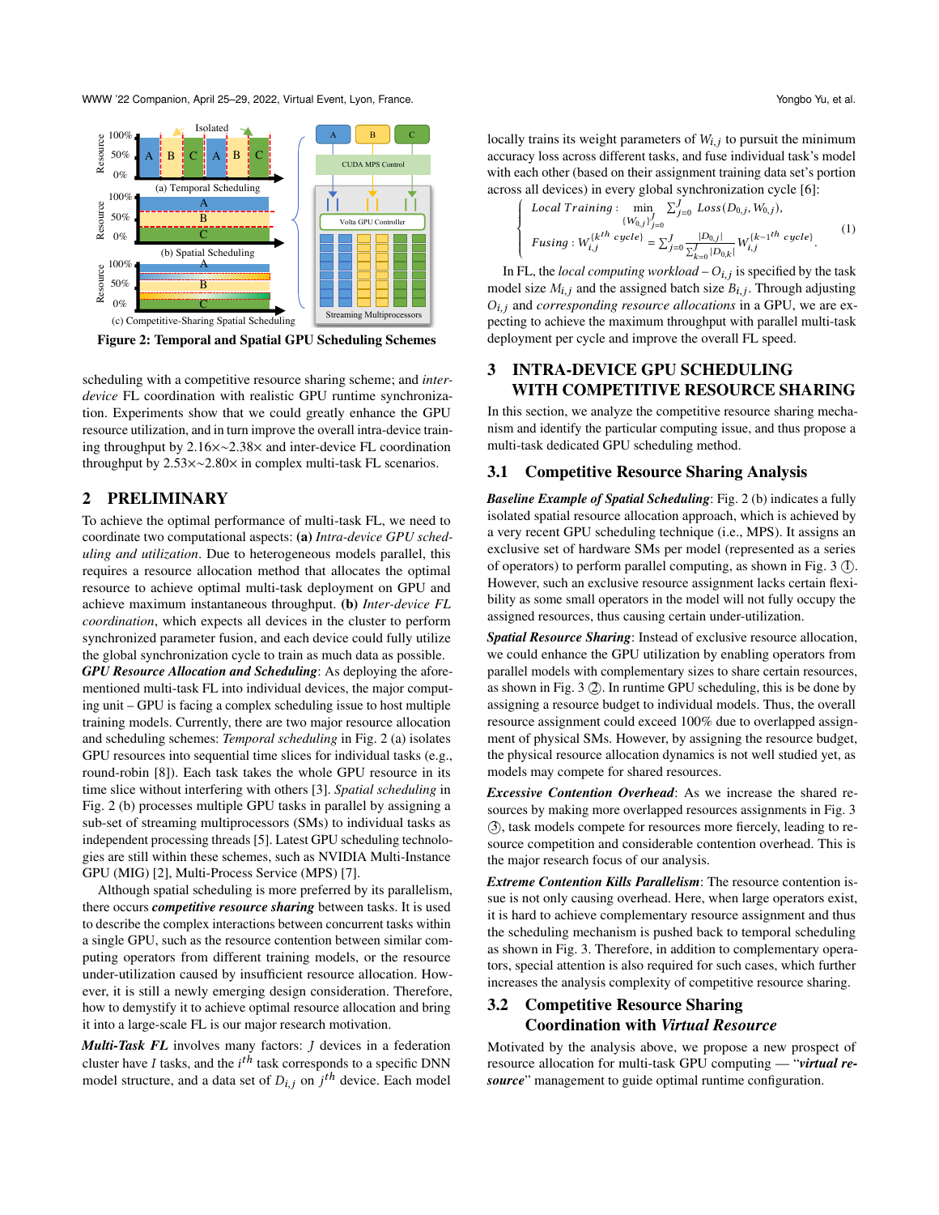Figure 2: Temporal and Spatial GPU Scheduling Schemes

scheduling with a competitive resource sharing scheme; and *inter-device* FL coordination with realistic GPU runtime synchronization. Experiments show that we could greatly enhance the GPU resource utilization, and in turn improve the overall intra-device training throughput by 2.16×∼2.38× and inter-device FL coordination throughput by 2.53×∼2.80× in complex multi-task FL scenarios.

## 2 PRELIMINARY

To achieve the optimal performance of multi-task FL, we need to coordinate two computational aspects: **(a)** *Intra-device GPU scheduling and utilization*. Due to heterogeneous models parallel, this requires a resource allocation method that allocates the optimal resource to achieve optimal multi-task deployment on GPU and achieve maximum instantaneous throughput. **(b)** *Inter-device FL coordination*, which expects all devices in the cluster to perform synchronized parameter fusion, and each device could fully utilize the global synchronization cycle to train as much data as possible.

***GPU Resource Allocation and Scheduling***: As deploying the aforementioned multi-task FL into individual devices, the major computing unit – GPU is facing a complex scheduling issue to host multiple training models. Currently, there are two major resource allocation and scheduling schemes: *Temporal scheduling* in Fig. 2 (a) isolates GPU resources into sequential time slices for individual tasks (e.g., round-robin [8]). Each task takes the whole GPU resource in its time slice without interfering with others [3]. *Spatial scheduling* in Fig. 2 (b) processes multiple GPU tasks in parallel by assigning a sub-set of streaming multiprocessors (SMs) to individual tasks as independent processing threads [5]. Latest GPU scheduling technologies are still within these schemes, such as NVIDIA Multi-Instance GPU (MIG) [2], Multi-Process Service (MPS) [7].

Although spatial scheduling is more preferred by its parallelism, there occurs ***competitive resource sharing*** between tasks. It is used to describe the complex interactions between concurrent tasks within a single GPU, such as the resource contention between similar computing operators from different training models, or the resource under-utilization caused by insufficient resource allocation. However, it is still a newly emerging design consideration. Therefore, how to demystify it to achieve optimal resource allocation and bring it into a large-scale FL is our major research motivation.

***Multi-Task FL*** involves many factors: $J$ devices in a federation cluster have $I$ tasks, and the $i^{th}$ task corresponds to a specific DNN model structure, and a data set of $D_{i,j}$ on $j^{th}$ device. Each model locally trains its weight parameters of $W_{i,j}$ to pursuit the minimum accuracy loss across different tasks, and fuse individual task's model with each other (based on their assignment training data set's portion across all devices) in every global synchronization cycle [6]:

$$\begin{cases} Local\ Training: \min\limits_{\{W_{0,j}\}_{j=0}^{J}} \sum_{j=0}^{J} Loss(D_{0,j}, W_{0,j}), \\ Fusing: W_{i,j}^{\{k^{th}\ cycle\}} = \sum_{j=0}^{J} \frac{|D_{0,j}|}{\sum_{k=0}^{J} |D_{0,k}|} W_{i,j}^{\{k-1^{th}\ cycle\}}. \end{cases} \tag{1}$$

In FL, the *local computing workload* – $O_{i,j}$ is specified by the task model size $M_{i,j}$ and the assigned batch size $B_{i,j}$. Through adjusting $O_{i,j}$ and *corresponding resource allocations* in a GPU, we are expecting to achieve the maximum throughput with parallel multi-task deployment per cycle and improve the overall FL speed.

## 3 INTRA-DEVICE GPU SCHEDULING WITH COMPETITIVE RESOURCE SHARING

In this section, we analyze the competitive resource sharing mechanism and identify the particular computing issue, and thus propose a multi-task dedicated GPU scheduling method.

### 3.1 Competitive Resource Sharing Analysis

***Baseline Example of Spatial Scheduling***: Fig. 2 (b) indicates a fully isolated spatial resource allocation approach, which is achieved by a very recent GPU scheduling technique (i.e., MPS). It assigns an exclusive set of hardware SMs per model (represented as a series of operators) to perform parallel computing, as shown in Fig. 3 ①. However, such an exclusive resource assignment lacks certain flexibility as some small operators in the model will not fully occupy the assigned resources, thus causing certain under-utilization.

***Spatial Resource Sharing***: Instead of exclusive resource allocation, we could enhance the GPU utilization by enabling operators from parallel models with complementary sizes to share certain resources, as shown in Fig. 3 ②. In runtime GPU scheduling, this is be done by assigning a resource budget to individual models. Thus, the overall resource assignment could exceed 100% due to overlapped assignment of physical SMs. However, by assigning the resource budget, the physical resource allocation dynamics is not well studied yet, as models may compete for shared resources.

***Excessive Contention Overhead***: As we increase the shared resources by making more overlapped resources assignments in Fig. 3 ③, task models compete for resources more fiercely, leading to resource competition and considerable contention overhead. This is the major research focus of our analysis.

***Extreme Contention Kills Parallelism***: The resource contention issue is not only causing overhead. Here, when large operators exist, it is hard to achieve complementary resource assignment and thus the scheduling mechanism is pushed back to temporal scheduling as shown in Fig. 3. Therefore, in addition to complementary operators, special attention is also required for such cases, which further increases the analysis complexity of competitive resource sharing.

### 3.2 Competitive Resource Sharing Coordination with *Virtual Resource*

Motivated by the analysis above, we propose a new prospect of resource allocation for multi-task GPU computing — "***virtual resource***" management to guide optimal runtime configuration.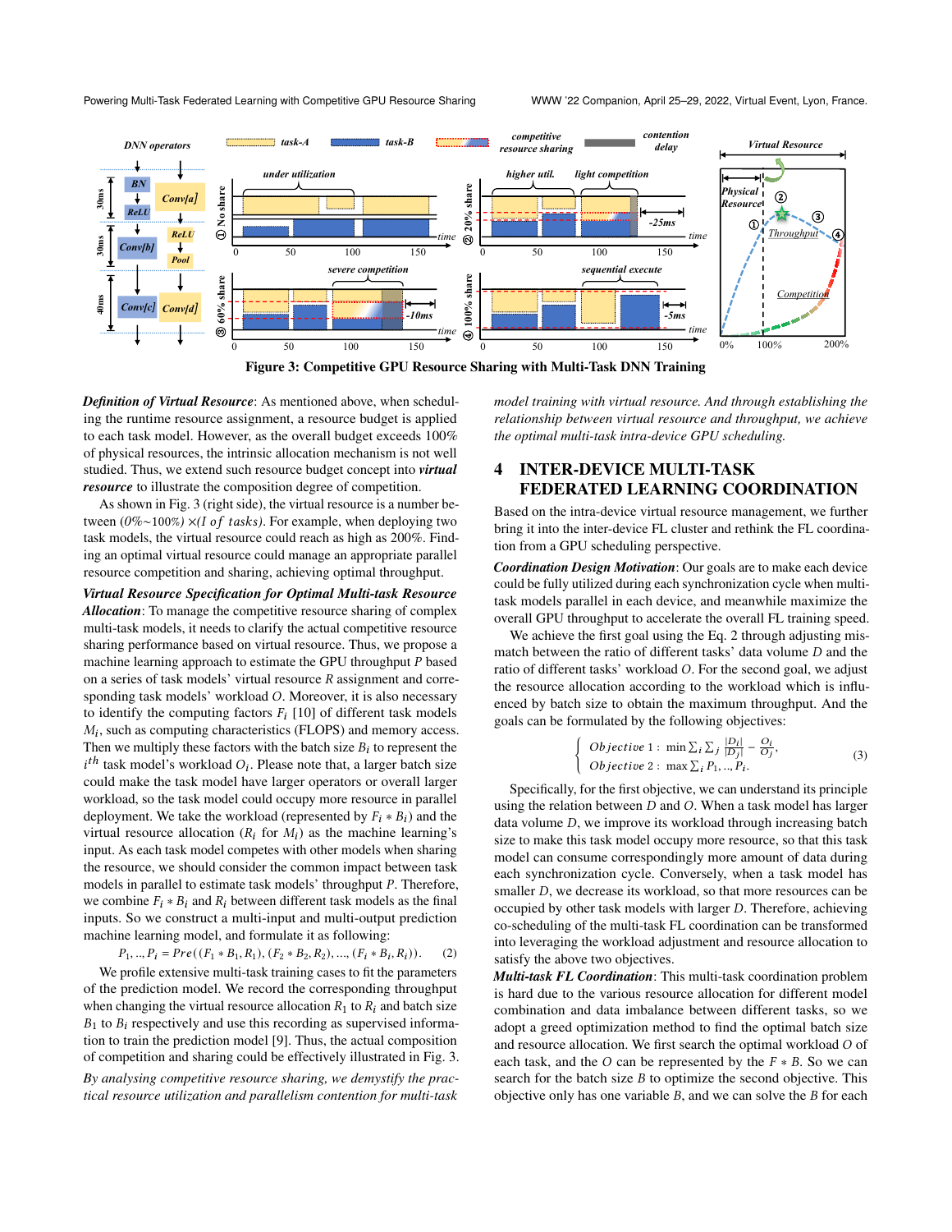Figure 3: Competitive GPU Resource Sharing with Multi-Task DNN Training

***Definition of Virtual Resource***: As mentioned above, when scheduling the runtime resource assignment, a resource budget is applied to each task model. However, as the overall budget exceeds 100% of physical resources, the intrinsic allocation mechanism is not well studied. Thus, we extend such resource budget concept into ***virtual resource*** to illustrate the composition degree of competition.

As shown in Fig. 3 (right side), the virtual resource is a number between *(0%∼100%)* $\times (I\ of\ tasks)$. For example, when deploying two task models, the virtual resource could reach as high as 200%. Finding an optimal virtual resource could manage an appropriate parallel resource competition and sharing, achieving optimal throughput.

***Virtual Resource Specification for Optimal Multi-task Resource Allocation***: To manage the competitive resource sharing of complex multi-task models, it needs to clarify the actual competitive resource sharing performance based on virtual resource. Thus, we propose a machine learning approach to estimate the GPU throughput $P$ based on a series of task models' virtual resource $R$ assignment and corresponding task models' workload $O$. Moreover, it is also necessary to identify the computing factors $F_i$ [10] of different task models $M_i$, such as computing characteristics (FLOPS) and memory access. Then we multiply these factors with the batch size $B_i$ to represent the $i^{th}$ task model's workload $O_i$. Please note that, a larger batch size could make the task model have larger operators or overall larger workload, so the task model could occupy more resource in parallel deployment. We take the workload (represented by $F_i * B_i$) and the virtual resource allocation ($R_i$ for $M_i$) as the machine learning's input. As each task model competes with other models when sharing the resource, we should consider the common impact between task models in parallel to estimate task models' throughput $P$. Therefore, we combine $F_i * B_i$ and $R_i$ between different task models as the final inputs. So we construct a multi-input and multi-output prediction machine learning model, and formulate it as following:

$$P_1, .., P_i = Pre((F_1 * B_1, R_1), (F_2 * B_2, R_2), ..., (F_i * B_i, R_i)). \quad (2)$$

We profile extensive multi-task training cases to fit the parameters of the prediction model. We record the corresponding throughput when changing the virtual resource allocation $R_1$ to $R_i$ and batch size $B_1$ to $B_i$ respectively and use this recording as supervised information to train the prediction model [9]. Thus, the actual composition of competition and sharing could be effectively illustrated in Fig. 3.

*By analysing competitive resource sharing, we demystify the practical resource utilization and parallelism contention for multi-task model training with virtual resource. And through establishing the relationship between virtual resource and throughput, we achieve the optimal multi-task intra-device GPU scheduling.*

## 4 INTER-DEVICE MULTI-TASK FEDERATED LEARNING COORDINATION

Based on the intra-device virtual resource management, we further bring it into the inter-device FL cluster and rethink the FL coordination from a GPU scheduling perspective.

***Coordination Design Motivation***: Our goals are to make each device could be fully utilized during each synchronization cycle when multi-task models parallel in each device, and meanwhile maximize the overall GPU throughput to accelerate the overall FL training speed.

We achieve the first goal using the Eq. 2 through adjusting mismatch between the ratio of different tasks' data volume $D$ and the ratio of different tasks' workload $O$. For the second goal, we adjust the resource allocation according to the workload which is influenced by batch size to obtain the maximum throughput. And the goals can be formulated by the following objectives:

$$\begin{cases} Objective\ 1: \ \min \sum_i \sum_j \frac{|D_i|}{|D_j|} - \frac{O_i}{O_j}, \\ Objective\ 2: \ \max \sum_i P_1, .., P_i. \end{cases} \quad (3)$$

Specifically, for the first objective, we can understand its principle using the relation between $D$ and $O$. When a task model has larger data volume $D$, we improve its workload through increasing batch size to make this task model occupy more resource, so that this task model can consume correspondingly more amount of data during each synchronization cycle. Conversely, when a task model has smaller $D$, we decrease its workload, so that more resources can be occupied by other task models with larger $D$. Therefore, achieving co-scheduling of the multi-task FL coordination can be transformed into leveraging the workload adjustment and resource allocation to satisfy the above two objectives.

***Multi-task FL Coordination***: This multi-task coordination problem is hard due to the various resource allocation for different model combination and data imbalance between different tasks, so we adopt a greed optimization method to find the optimal batch size and resource allocation. We first search the optimal workload $O$ of each task, and the $O$ can be represented by the $F * B$. So we can search for the batch size $B$ to optimize the second objective. This objective only has one variable $B$, and we can solve the $B$ for each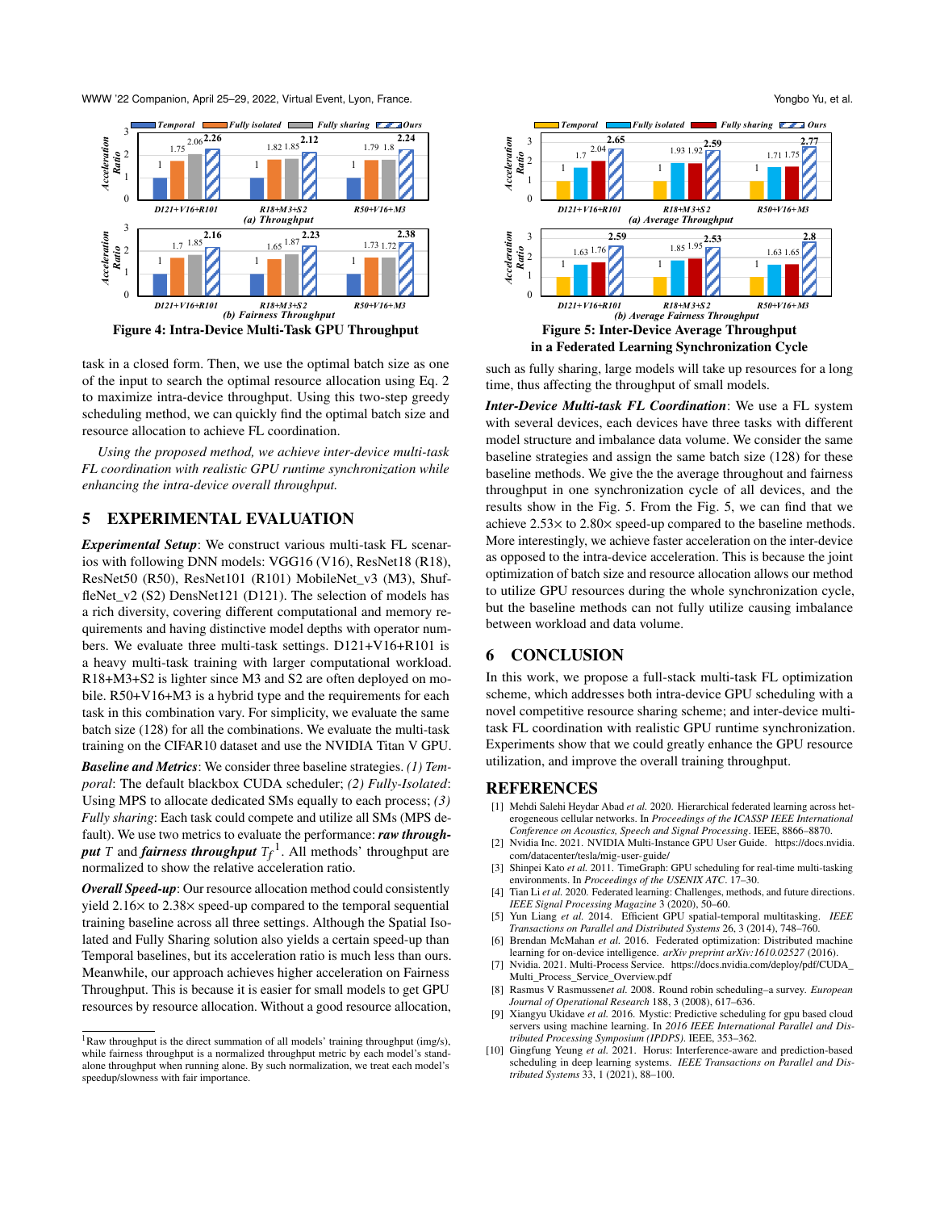Temporal Fully isolated Fully sharing Ours

Acceleration Ratio

3 2 1 0

1 1.75 2.06 2.26

1 1.82 1.85 2.12

1 1.79 1.8 2.24

D121+V16+R101 R18+M3+S2 R50+V16+M3

(a) Throughput

1 1.7 1.85 2.16

1 1.65 1.87 2.23

1 1.73 1.72 2.38

D121+V16+R101 R18+M3+S2 R50+V16+M3

(b) Fairness Throughput

**Figure 4: Intra-Device Multi-Task GPU Throughput**

task in a closed form. Then, we use the optimal batch size as one of the input to search the optimal resource allocation using Eq. 2 to maximize intra-device throughput. Using this two-step greedy scheduling method, we can quickly find the optimal batch size and resource allocation to achieve FL coordination.

*Using the proposed method, we achieve inter-device multi-task FL coordination with realistic GPU runtime synchronization while enhancing the intra-device overall throughput.*

## 5 EXPERIMENTAL EVALUATION

***Experimental Setup***: We construct various multi-task FL scenarios with following DNN models: VGG16 (V16), ResNet18 (R18), ResNet50 (R50), ResNet101 (R101) MobileNet_v3 (M3), ShuffleNet_v2 (S2) DensNet121 (D121). The selection of models has a rich diversity, covering different computational and memory requirements and having distinctive model depths with operator numbers. We evaluate three multi-task settings. D121+V16+R101 is a heavy multi-task training with larger computational workload. R18+M3+S2 is lighter since M3 and S2 are often deployed on mobile. R50+V16+M3 is a hybrid type and the requirements for each task in this combination vary. For simplicity, we evaluate the same batch size (128) for all the combinations. We evaluate the multi-task training on the CIFAR10 dataset and use the NVIDIA Titan V GPU.

***Baseline and Metrics***: We consider three baseline strategies. *(1) Temporal*: The default blackbox CUDA scheduler; *(2) Fully-Isolated*: Using MPS to allocate dedicated SMs equally to each process; *(3) Fully sharing*: Each task could compete and utilize all SMs (MPS default). We use two metrics to evaluate the performance: ***raw throughput*** $T$ and ***fairness throughput*** $T_f$[1]. All methods' throughput are normalized to show the relative acceleration ratio.

***Overall Speed-up***: Our resource allocation method could consistently yield 2.16× to 2.38× speed-up compared to the temporal sequential training baseline across all three settings. Although the Spatial Isolated and Fully Sharing solution also yields a certain speed-up than Temporal baselines, but its acceleration ratio is much less than ours. Meanwhile, our approach achieves higher acceleration on Fairness Throughput. This is because it is easier for small models to get GPU resources by resource allocation. Without a good resource allocation,

[1]Raw throughput is the direct summation of all models' training throughput (img/s), while fairness throughput is a normalized throughput metric by each model's standalone throughput when running alone. By such normalization, we treat each model's speedup/slowness with fair importance.

Temporal Fully isolated Fully sharing Ours

Acceleration Ratio

3 2 1 0

1 1.7 2.04 2.65

1 1.93 1.92 2.59

1 1.71 1.75 2.77

D121+V16+R101 R18+M3+S2 R50+V16+M3

(a) Average Throughput

1 1.63 1.76 2.59

1 1.85 1.95 2.53

1 1.63 1.65 2.8

D121+V16+R101 R18+M3+S2 R50+V16+M3

(b) Average Fairness Throughput

**Figure 5: Inter-Device Average Throughput in a Federated Learning Synchronization Cycle**

such as fully sharing, large models will take up resources for a long time, thus affecting the throughput of small models.

***Inter-Device Multi-task FL Coordination***: We use a FL system with several devices, each devices have three tasks with different model structure and imbalance data volume. We consider the same baseline strategies and assign the same batch size (128) for these baseline methods. We give the the average throughout and fairness throughput in one synchronization cycle of all devices, and the results show in the Fig. 5. From the Fig. 5, we can find that we achieve 2.53× to 2.80× speed-up compared to the baseline methods. More interestingly, we achieve faster acceleration on the inter-device as opposed to the intra-device acceleration. This is because the joint optimization of batch size and resource allocation allows our method to utilize GPU resources during the whole synchronization cycle, but the baseline methods can not fully utilize causing imbalance between workload and data volume.

## 6 CONCLUSION

In this work, we propose a full-stack multi-task FL optimization scheme, which addresses both intra-device GPU scheduling with a novel competitive resource sharing scheme; and inter-device multi-task FL coordination with realistic GPU runtime synchronization. Experiments show that we could greatly enhance the GPU resource utilization, and improve the overall training throughput.

## REFERENCES

[1] Mehdi Salehi Heydar Abad *et al.* 2020. Hierarchical federated learning across heterogeneous cellular networks. In *Proceedings of the ICASSP IEEE International Conference on Acoustics, Speech and Signal Processing*. IEEE, 8866–8870.
[2] Nvidia Inc. 2021. NVIDIA Multi-Instance GPU User Guide. https://docs.nvidia.com/datacenter/tesla/mig-user-guide/
[3] Shinpei Kato *et al.* 2011. TimeGraph: GPU scheduling for real-time multi-tasking environments. In *Proceedings of the USENIX ATC*. 17–30.
[4] Tian Li *et al.* 2020. Federated learning: Challenges, methods, and future directions. *IEEE Signal Processing Magazine* 3 (2020), 50–60.
[5] Yun Liang *et al.* 2014. Efficient GPU spatial-temporal multitasking. *IEEE Transactions on Parallel and Distributed Systems* 26, 3 (2014), 748–760.
[6] Brendan McMahan *et al.* 2016. Federated optimization: Distributed machine learning for on-device intelligence. *arXiv preprint arXiv:1610.02527* (2016).
[7] Nvidia. 2021. Multi-Process Service. https://docs.nvidia.com/deploy/pdf/CUDA_Multi_Process_Service_Overview.pdf
[8] Rasmus V Rasmussen*et al.* 2008. Round robin scheduling–a survey. *European Journal of Operational Research* 188, 3 (2008), 617–636.
[9] Xiangyu Ukidave *et al.* 2016. Mystic: Predictive scheduling for gpu based cloud servers using machine learning. In *2016 IEEE International Parallel and Distributed Processing Symposium (IPDPS)*. IEEE, 353–362.
[10] Gingfung Yeung *et al.* 2021. Horus: Interference-aware and prediction-based scheduling in deep learning systems. *IEEE Transactions on Parallel and Distributed Systems* 33, 1 (2021), 88–100.